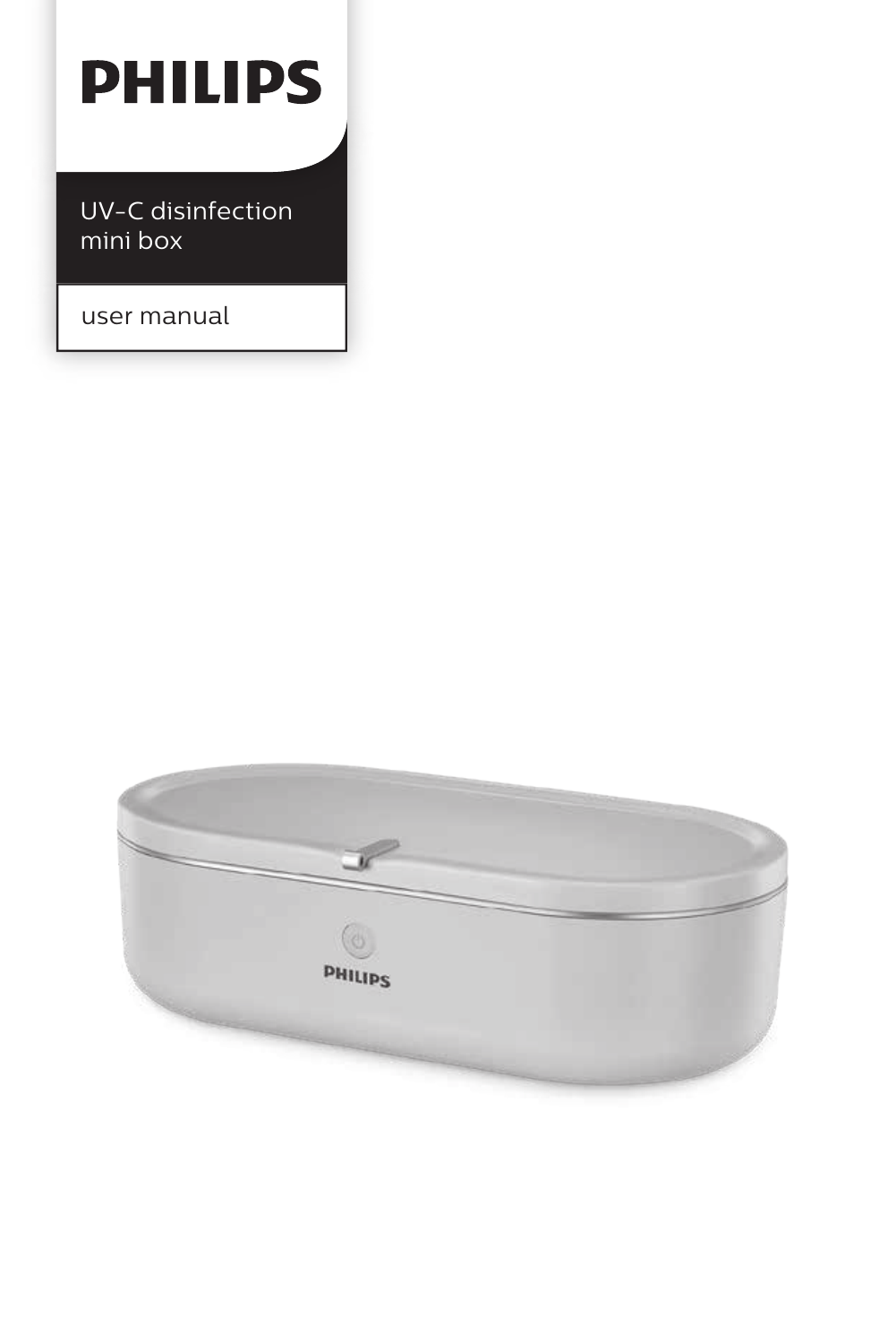# PHILIPS

UV-C disinfection mini box

user manual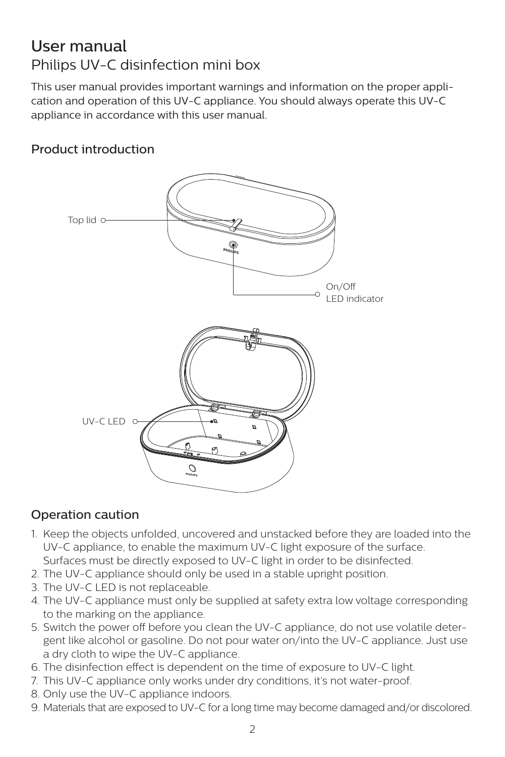# User manual

## Philips UV-C disinfection mini box

This user manual provides important warnings and information on the proper application and operation of this UV-C appliance. You should always operate this UV-C appliance in accordance with this user manual.

### Product introduction

Top lid

On/Off LED indicator

UV-C LED

### Operation caution

1. Keep the objects unfolded, uncovered and unstacked before they are loaded into the UV-C appliance, to enable the maximum UV-C light exposure of the surface. Surfaces must be directly exposed to UV-C light in order to be disinfected.
2. The UV-C appliance should only be used in a stable upright position.
3. The UV-C LED is not replaceable.
4. The UV-C appliance must only be supplied at safety extra low voltage corresponding to the marking on the appliance.
5. Switch the power off before you clean the UV-C appliance, do not use volatile detergent like alcohol or gasoline. Do not pour water on/into the UV-C appliance. Just use a dry cloth to wipe the UV-C appliance.
6. The disinfection effect is dependent on the time of exposure to UV-C light.
7. This UV-C appliance only works under dry conditions, it's not water-proof.
8. Only use the UV-C appliance indoors.
9. Materials that are exposed to UV-C for a long time may become damaged and/or discolored.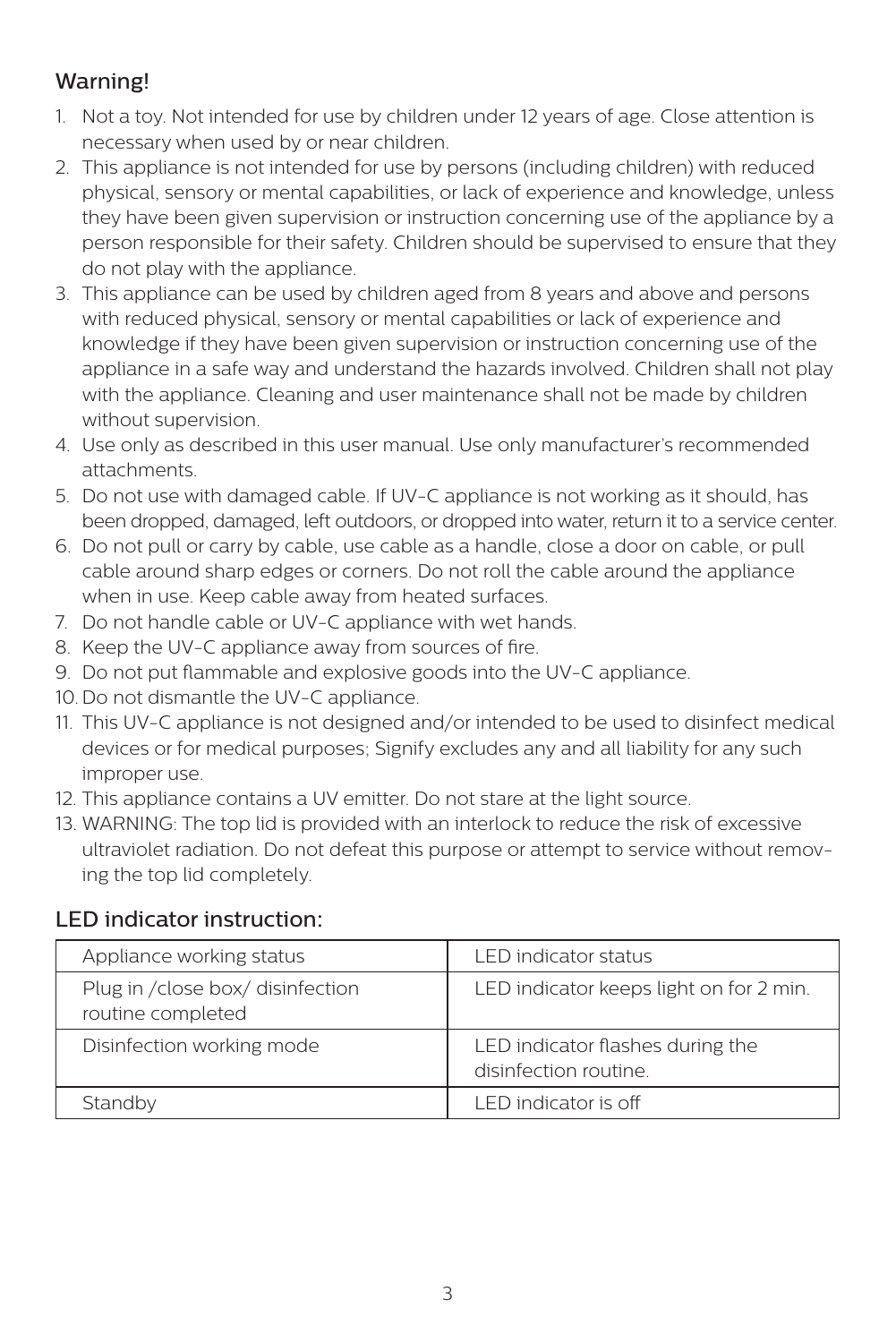## Warning!

1. Not a toy. Not intended for use by children under 12 years of age. Close attention is necessary when used by or near children.
2. This appliance is not intended for use by persons (including children) with reduced physical, sensory or mental capabilities, or lack of experience and knowledge, unless they have been given supervision or instruction concerning use of the appliance by a person responsible for their safety. Children should be supervised to ensure that they do not play with the appliance.
3. This appliance can be used by children aged from 8 years and above and persons with reduced physical, sensory or mental capabilities or lack of experience and knowledge if they have been given supervision or instruction concerning use of the appliance in a safe way and understand the hazards involved. Children shall not play with the appliance. Cleaning and user maintenance shall not be made by children without supervision.
4. Use only as described in this user manual. Use only manufacturer's recommended attachments.
5. Do not use with damaged cable. If UV-C appliance is not working as it should, has been dropped, damaged, left outdoors, or dropped into water, return it to a service center.
6. Do not pull or carry by cable, use cable as a handle, close a door on cable, or pull cable around sharp edges or corners. Do not roll the cable around the appliance when in use. Keep cable away from heated surfaces.
7. Do not handle cable or UV-C appliance with wet hands.
8. Keep the UV-C appliance away from sources of fire.
9. Do not put flammable and explosive goods into the UV-C appliance.
10. Do not dismantle the UV-C appliance.
11. This UV-C appliance is not designed and/or intended to be used to disinfect medical devices or for medical purposes; Signify excludes any and all liability for any such improper use.
12. This appliance contains a UV emitter. Do not stare at the light source.
13. WARNING: The top lid is provided with an interlock to reduce the risk of excessive ultraviolet radiation. Do not defeat this purpose or attempt to service without removing the top lid completely.

## LED indicator instruction:

| Appliance working status | LED indicator status |
|---|---|
| Plug in /close box/ disinfection routine completed | LED indicator keeps light on for 2 min. |
| Disinfection working mode | LED indicator flashes during the disinfection routine. |
| Standby | LED indicator is off |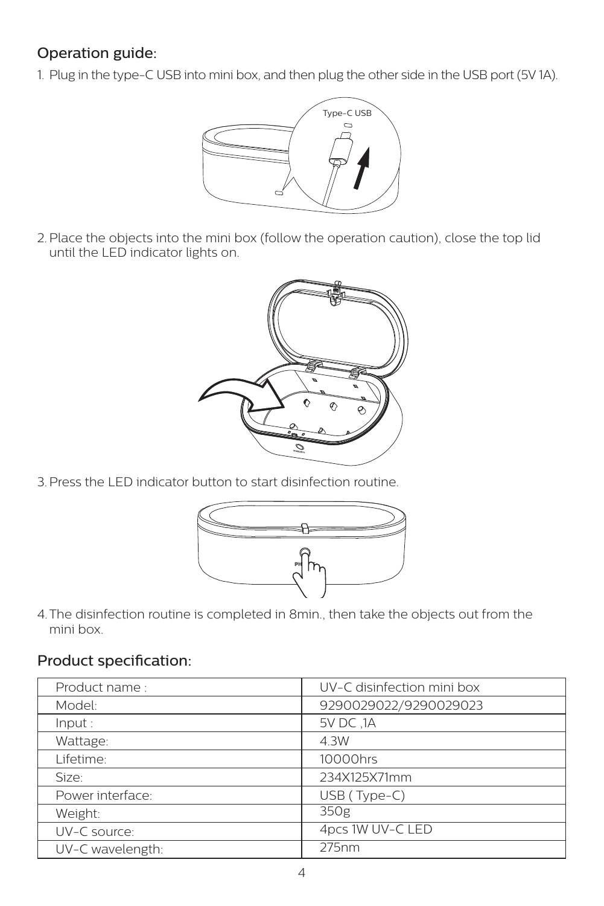## Operation guide:

1. Plug in the type-C USB into mini box, and then plug the other side in the USB port (5V 1A).

2. Place the objects into the mini box (follow the operation caution), close the top lid until the LED indicator lights on.

3. Press the LED indicator button to start disinfection routine.

4. The disinfection routine is completed in 8min., then take the objects out from the mini box.

## Product specification:

| Product name : | UV-C disinfection mini box |
|---|---|
| Model: | 9290029022/9290029023 |
| Input : | 5V DC ,1A |
| Wattage: | 4.3W |
| Lifetime: | 10000hrs |
| Size: | 234X125X71mm |
| Power interface: | USB ( Type-C) |
| Weight: | 350g |
| UV-C source: | 4pcs 1W UV-C LED |
| UV-C wavelength: | 275nm |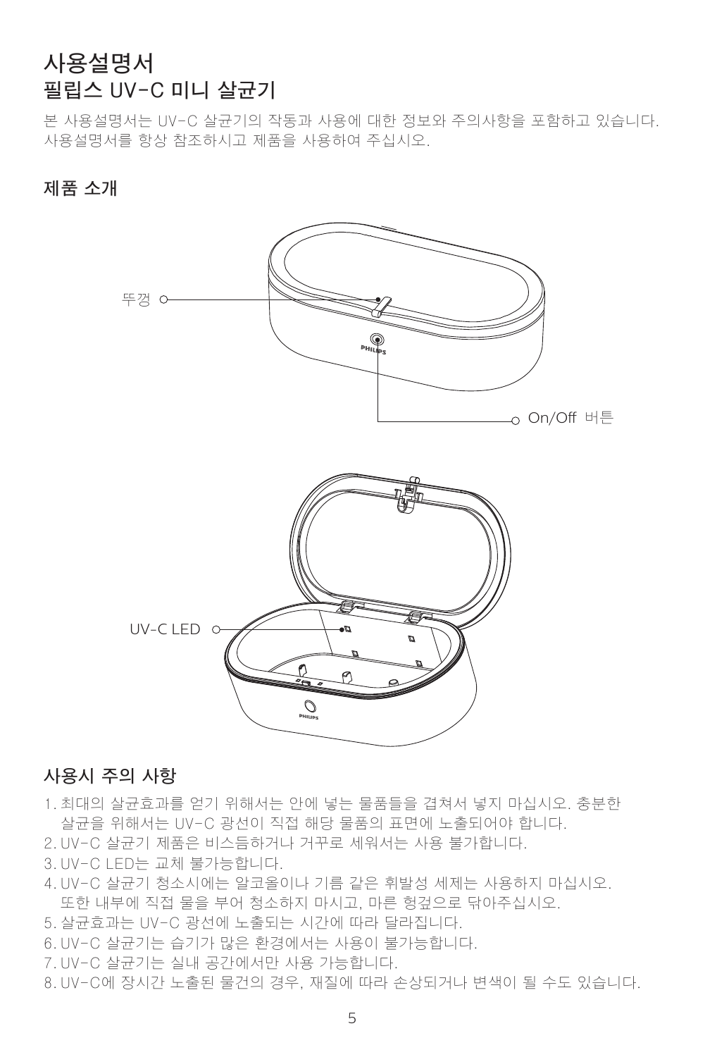# 사용설명서
## 필립스 UV-C 미니 살균기

본 사용설명서는 UV-C 살균기의 작동과 사용에 대한 정보와 주의사항을 포함하고 있습니다. 사용설명서를 항상 참조하시고 제품을 사용하여 주십시오.

### 제품 소개

뚜껑

On/Off 버튼

UV-C LED

### 사용시 주의 사항

1. 최대의 살균효과를 얻기 위해서는 안에 넣는 물품들을 겹쳐서 넣지 마십시오. 충분한 살균을 위해서는 UV-C 광선이 직접 해당 물품의 표면에 노출되어야 합니다.
2. UV-C 살균기 제품은 비스듬하거나 거꾸로 세워서는 사용 불가합니다.
3. UV-C LED는 교체 불가능합니다.
4. UV-C 살균기 청소시에는 알코올이나 기름 같은 휘발성 세제는 사용하지 마십시오. 또한 내부에 직접 물을 부어 청소하지 마시고, 마른 헝겊으로 닦아주십시오.
5. 살균효과는 UV-C 광선에 노출되는 시간에 따라 달라집니다.
6. UV-C 살균기는 습기가 많은 환경에서는 사용이 불가능합니다.
7. UV-C 살균기는 실내 공간에서만 사용 가능합니다.
8. UV-C에 장시간 노출된 물건의 경우, 재질에 따라 손상되거나 변색이 될 수도 있습니다.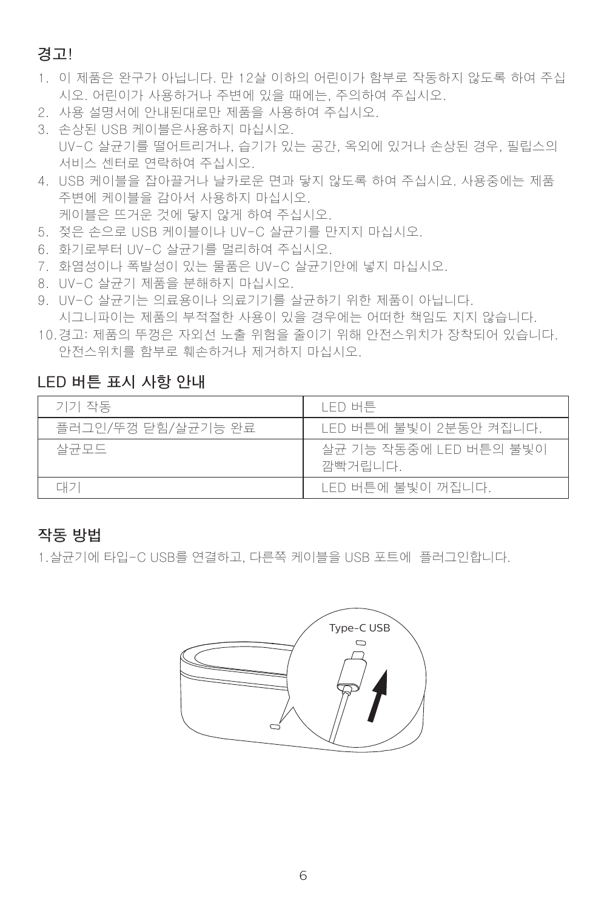## 경고!

1. 이 제품은 완구가 아닙니다. 만 12살 이하의 어린이가 함부로 작동하지 않도록 하여 주십시오. 어린이가 사용하거나 주변에 있을 때에는, 주의하여 주십시오.
2. 사용 설명서에 안내된대로만 제품을 사용하여 주십시오.
3. 손상된 USB 케이블은사용하지 마십시오.
   UV-C 살균기를 떨어트리거나, 습기가 있는 공간, 옥외에 있거나 손상된 경우, 필립스의 서비스 센터로 연락하여 주십시오.
4. USB 케이블을 잡아끌거나 날카로운 면과 닿지 않도록 하여 주십시요. 사용중에는 제품 주변에 케이블을 감아서 사용하지 마십시오.
   케이블은 뜨거운 것에 닿지 않게 하여 주십시오.
5. 젖은 손으로 USB 케이블이나 UV-C 살균기를 만지지 마십시오.
6. 화기로부터 UV-C 살균기를 멀리하여 주십시오.
7. 화염성이나 폭발성이 있는 물품은 UV-C 살균기안에 넣지 마십시오.
8. UV-C 살균기 제품을 분해하지 마십시오.
9. UV-C 살균기는 의료용이나 의료기기를 살균하기 위한 제품이 아닙니다.
   시그니파이는 제품의 부적절한 사용이 있을 경우에는 어떠한 책임도 지지 않습니다.
10. 경고: 제품의 뚜껑은 자외선 노출 위험을 줄이기 위해 안전스위치가 장착되어 있습니다. 안전스위치를 함부로 훼손하거나 제거하지 마십시오.

## LED 버튼 표시 사항 안내

| 기기 작동 | LED 버튼 |
|---|---|
| 플러그인/뚜껑 닫힘/살균기능 완료 | LED 버튼에 불빛이 2분동안 켜집니다. |
| 살균모드 | 살균 기능 작동중에 LED 버튼의 불빛이 깜빡거립니다. |
| 대기 | LED 버튼에 불빛이 꺼집니다. |

## 작동 방법

1. 살균기에 타입-C USB를 연결하고, 다른쪽 케이블을 USB 포트에 플러그인합니다.

Type-C USB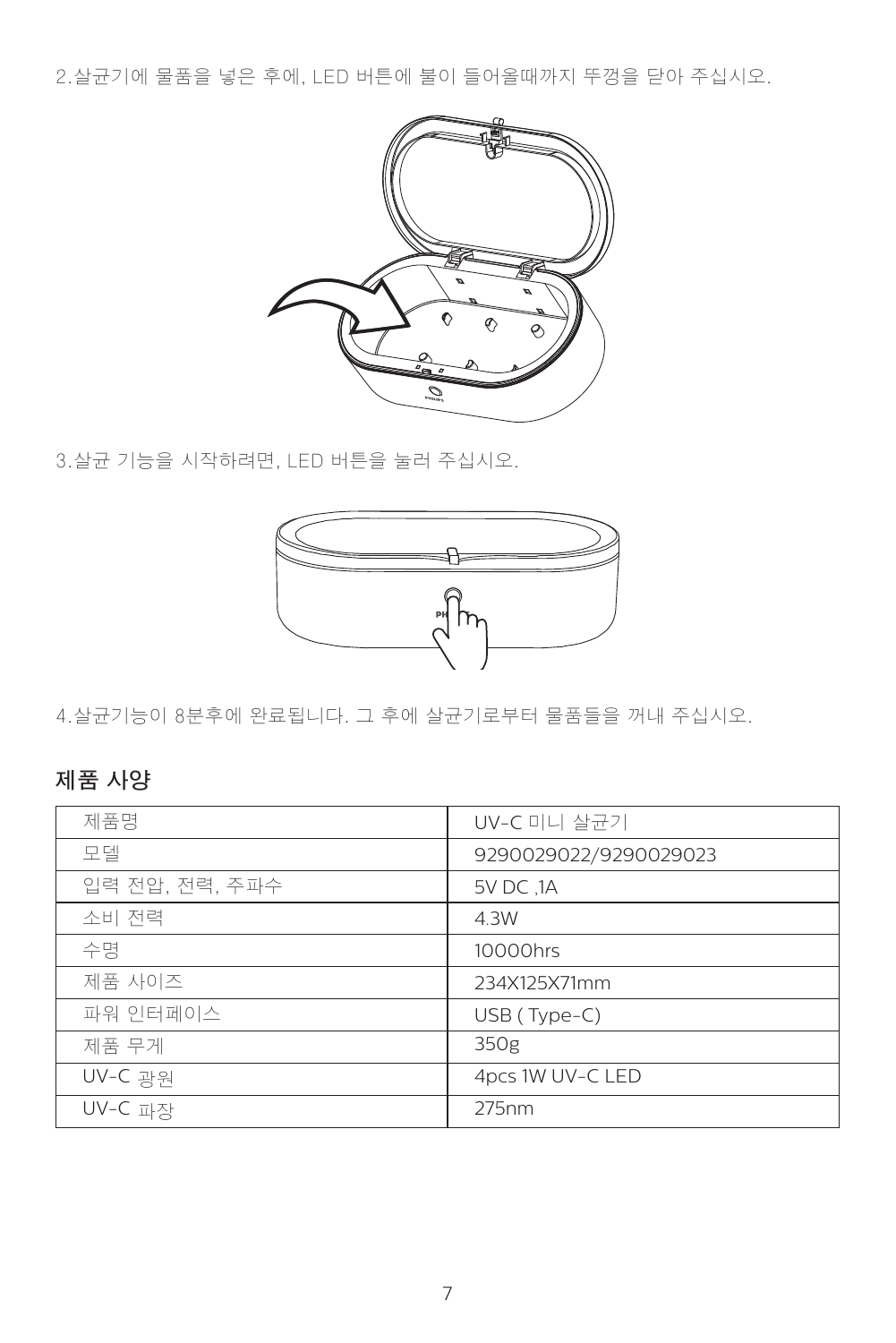2.살균기에 물품을 넣은 후에, LED 버튼에 불이 들어올때까지 뚜껑을 닫아 주십시오.

3.살균 기능을 시작하려면, LED 버튼을 눌러 주십시오.

4.살균기능이 8분후에 완료됩니다. 그 후에 살균기로부터 물품들을 꺼내 주십시오.

## 제품 사양

| 제품명 | UV-C 미니 살균기 |
|---|---|
| 모델 | 9290029022/9290029023 |
| 입력 전압, 전력, 주파수 | 5V DC ,1A |
| 소비 전력 | 4.3W |
| 수명 | 10000hrs |
| 제품 사이즈 | 234X125X71mm |
| 파워 인터페이스 | USB ( Type-C) |
| 제품 무게 | 350g |
| UV-C 광원 | 4pcs 1W UV-C LED |
| UV-C 파장 | 275nm |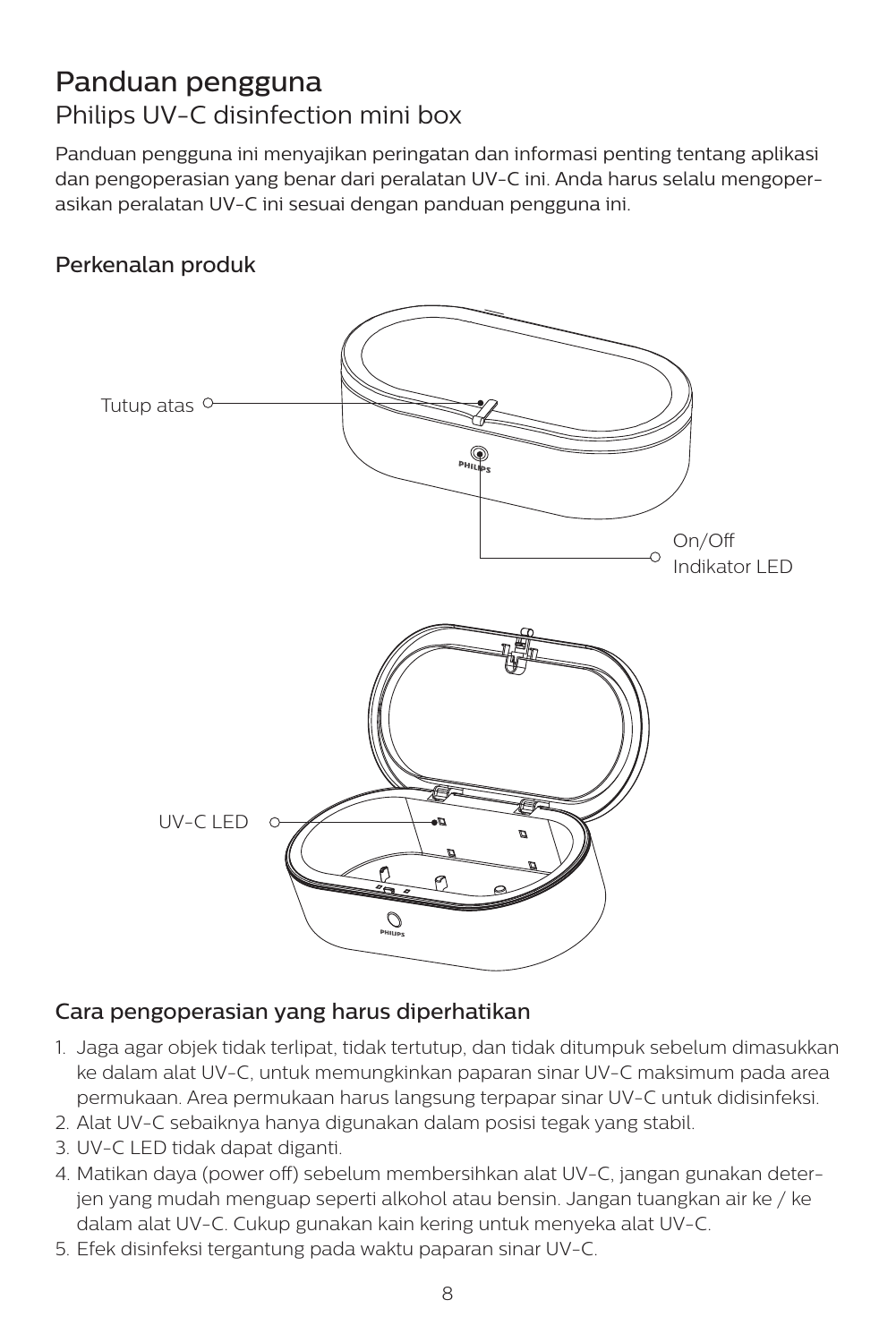# Panduan pengguna

## Philips UV-C disinfection mini box

Panduan pengguna ini menyajikan peringatan dan informasi penting tentang aplikasi dan pengoperasian yang benar dari peralatan UV-C ini. Anda harus selalu mengoperasikan peralatan UV-C ini sesuai dengan panduan pengguna ini.

### Perkenalan produk

Tutup atas

On/Off
Indikator LED

UV-C LED

### Cara pengoperasian yang harus diperhatikan

1. Jaga agar objek tidak terlipat, tidak tertutup, dan tidak ditumpuk sebelum dimasukkan ke dalam alat UV-C, untuk memungkinkan paparan sinar UV-C maksimum pada area permukaan. Area permukaan harus langsung terpapar sinar UV-C untuk didisinfeksi.
2. Alat UV-C sebaiknya hanya digunakan dalam posisi tegak yang stabil.
3. UV-C LED tidak dapat diganti.
4. Matikan daya (power off) sebelum membersihkan alat UV-C, jangan gunakan deterjen yang mudah menguap seperti alkohol atau bensin. Jangan tuangkan air ke / ke dalam alat UV-C. Cukup gunakan kain kering untuk menyeka alat UV-C.
5. Efek disinfeksi tergantung pada waktu paparan sinar UV-C.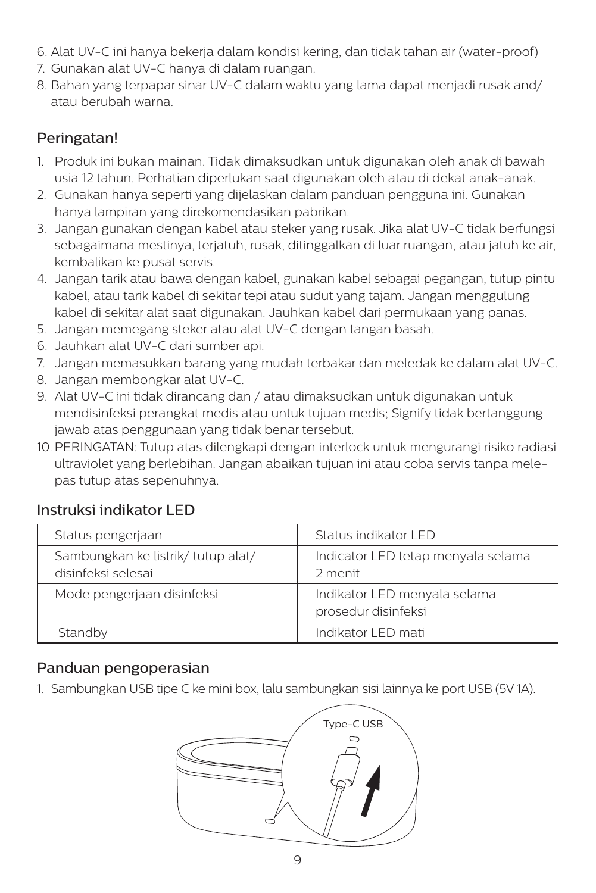6. Alat UV-C ini hanya bekerja dalam kondisi kering, dan tidak tahan air (water-proof)
7. Gunakan alat UV-C hanya di dalam ruangan.
8. Bahan yang terpapar sinar UV-C dalam waktu yang lama dapat menjadi rusak and/ atau berubah warna.

## Peringatan!

1. Produk ini bukan mainan. Tidak dimaksudkan untuk digunakan oleh anak di bawah usia 12 tahun. Perhatian diperlukan saat digunakan oleh atau di dekat anak-anak.
2. Gunakan hanya seperti yang dijelaskan dalam panduan pengguna ini. Gunakan hanya lampiran yang direkomendasikan pabrikan.
3. Jangan gunakan dengan kabel atau steker yang rusak. Jika alat UV-C tidak berfungsi sebagaimana mestinya, terjatuh, rusak, ditinggalkan di luar ruangan, atau jatuh ke air, kembalikan ke pusat servis.
4. Jangan tarik atau bawa dengan kabel, gunakan kabel sebagai pegangan, tutup pintu kabel, atau tarik kabel di sekitar tepi atau sudut yang tajam. Jangan menggulung kabel di sekitar alat saat digunakan. Jauhkan kabel dari permukaan yang panas.
5. Jangan memegang steker atau alat UV-C dengan tangan basah.
6. Jauhkan alat UV-C dari sumber api.
7. Jangan memasukkan barang yang mudah terbakar dan meledak ke dalam alat UV-C.
8. Jangan membongkar alat UV-C.
9. Alat UV-C ini tidak dirancang dan / atau dimaksudkan untuk digunakan untuk mendisinfeksi perangkat medis atau untuk tujuan medis; Signify tidak bertanggung jawab atas penggunaan yang tidak benar tersebut.
10. PERINGATAN: Tutup atas dilengkapi dengan interlock untuk mengurangi risiko radiasi ultraviolet yang berlebihan. Jangan abaikan tujuan ini atau coba servis tanpa melepas tutup atas sepenuhnya.

## Instruksi indikator LED

| Status pengerjaan | Status indikator LED |
|---|---|
| Sambungkan ke listrik/ tutup alat/ disinfeksi selesai | Indicator LED tetap menyala selama 2 menit |
| Mode pengerjaan disinfeksi | Indikator LED menyala selama prosedur disinfeksi |
| Standby | Indikator LED mati |

## Panduan pengoperasian

1. Sambungkan USB tipe C ke mini box, lalu sambungkan sisi lainnya ke port USB (5V 1A).

Type-C USB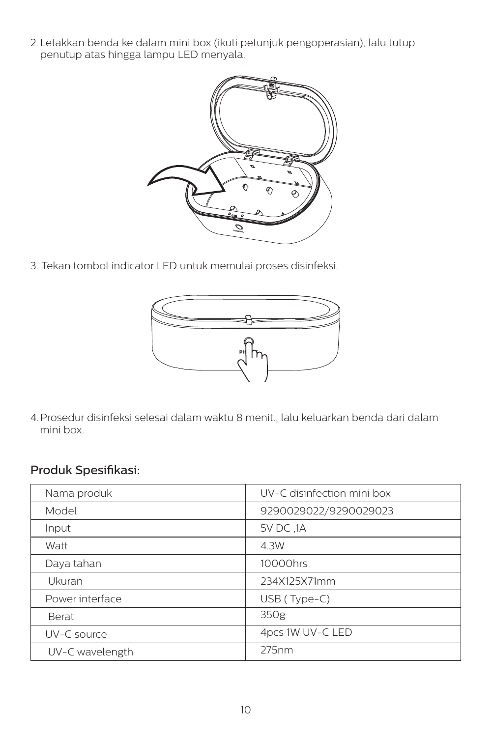2. Letakkan benda ke dalam mini box (ikuti petunjuk pengoperasian), lalu tutup penutup atas hingga lampu LED menyala.

3. Tekan tombol indicator LED untuk memulai proses disinfeksi.

4. Prosedur disinfeksi selesai dalam waktu 8 menit., lalu keluarkan benda dari dalam mini box.

## Produk Spesifikasi:

| Nama produk | UV-C disinfection mini box |
|---|---|
| Model | 9290029022/9290029023 |
| Input | 5V DC ,1A |
| Watt | 4.3W |
| Daya tahan | 10000hrs |
| Ukuran | 234X125X71mm |
| Power interface | USB ( Type-C) |
| Berat | 350g |
| UV-C source | 4pcs 1W UV-C LED |
| UV-C wavelength | 275nm |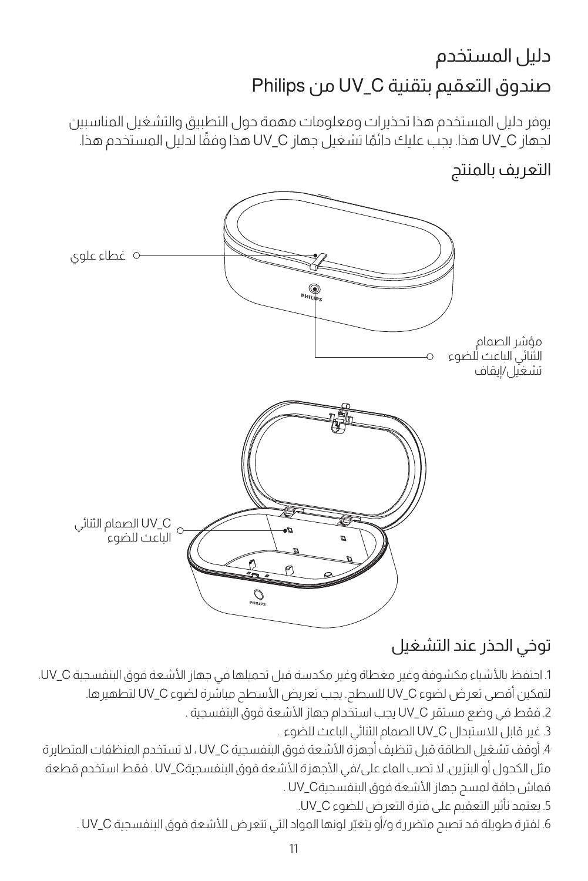# دليل المستخدم

## صندوق التعقيم بتقنية UV_C من Philips

يوفر دليل المستخدم هذا تحذيرات ومعلومات مهمة حول التطبيق والتشغيل المناسبين لجهاز UV_C هذا. يجب عليك دائمًا تشغيل جهاز UV_C هذا وفقًا لدليل المستخدم هذا.

## التعريف بالمنتج

غطاء علوي

مؤشر الصمام الثنائي الباعث للضوء تشغيل/إيقاف

UV_C الصمام الثنائي الباعث للضوء

## توخي الحذر عند التشغيل

1. احتفظ بالأشياء مكشوفة وغير مغطاة وغير مكدسة قبل تحميلها في جهاز الأشعة فوق البنفسجية UV_C، لتمكين أقصى تعرض لضوء UV_C للسطح. يجب تعريض الأسطح مباشرة لضوء UV_C لتطهيرها.
2. فقط في وضع مستقر UV_C يجب استخدام جهاز الأشعة فوق البنفسجية .
3. غير قابل للاستبدال UV_C الصمام الثنائي الباعث للضوء .
4. أوقف تشغيل الطاقة قبل تنظيف أجهزة الأشعة فوق البنفسجية UV_C ، لا تستخدم المنظفات المتطايرة مثل الكحول أو البنزين. لا تصب الماء على/في الأجهزة الأشعة فوق البنفسجيةUV_C . فقط استخدم قطعة قماش جافة لمسح جهاز الأشعة فوق البنفسجيةUV_C .
5. يعتمد تأثير التعقيم على فترة التعرض للضوء UV_C.
6. لفترة طويلة قد تصبح متضررة و/أو يتغيّر لونها المواد التي تتعرض للأشعة فوق البنفسجية UV_C .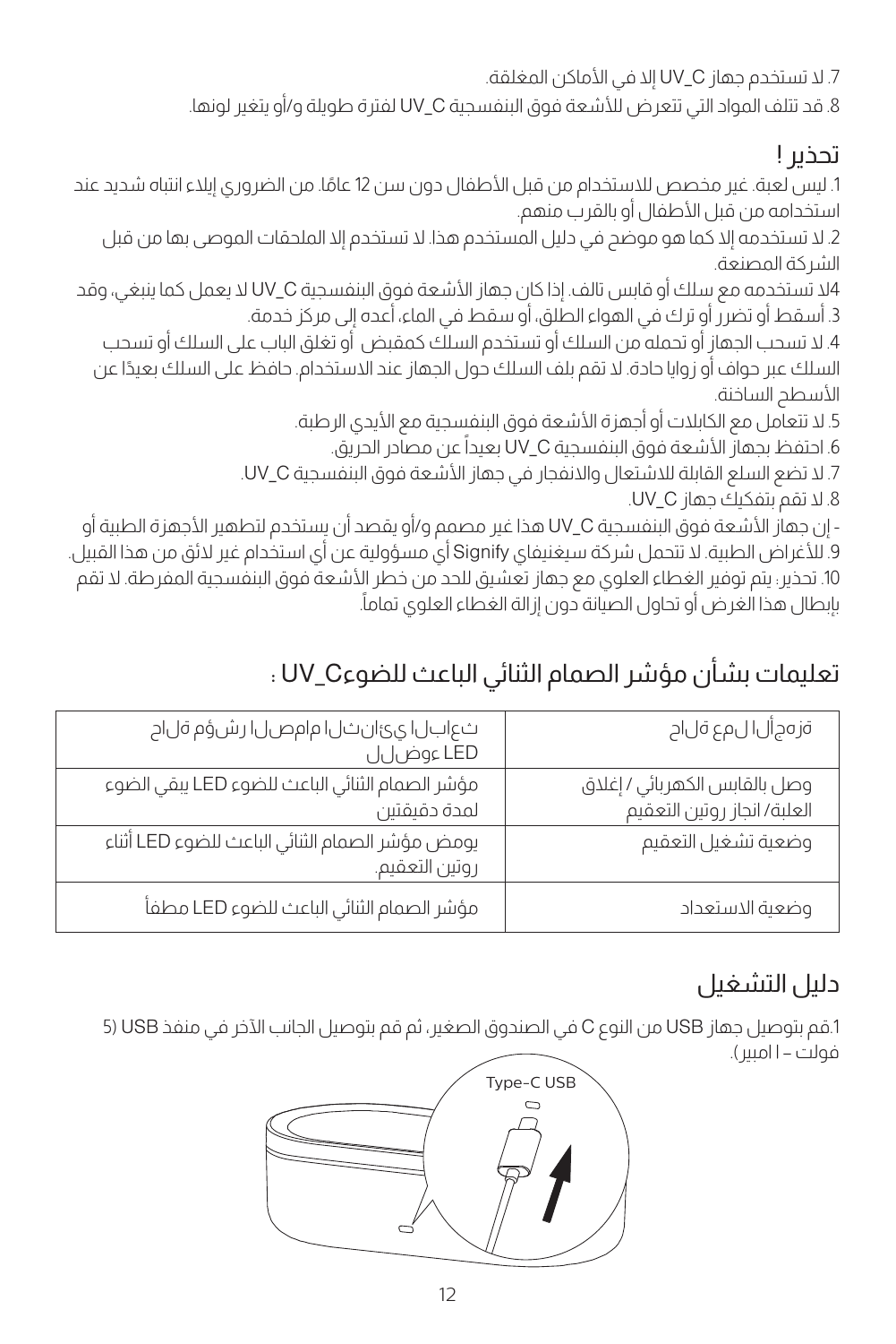7. لا تستخدم جهاز UV_C إلا في الأماكن المغلقة.

8. قد تتلف المواد التي تتعرض للأشعة فوق البنفسجية UV_C لفترة طويلة و/أو يتغير لونها.

## تحذير !

1. ليس لعبة. غير مخصص للاستخدام من قبل الأطفال دون سن 12 عامًا. من الضروري إيلاء انتباه شديد عند استخدامه من قبل الأطفال أو بالقرب منهم.

2. لا تستخدمه إلا كما هو موضح في دليل المستخدم هذا. لا تستخدم إلا الملحقات الموصى بها من قبل الشركة المصنعة.

4لا تستخدمه مع سلك أو قابس تالف. إذا كان جهاز الأشعة فوق البنفسجية UV_C لا يعمل كما ينبغي، وقد

3. أسقط أو تضرر أو ترك في الهواء الطلق، أو سقط في الماء، أعده إلى مركز خدمة.

4. لا تسحب الجهاز أو تحمله من السلك أو تستخدم السلك كمقبض أو تغلق الباب على السلك أو تسحب السلك عبر حواف أو زوايا حادة. لا تقم بلف السلك حول الجهاز عند الاستخدام. حافظ على السلك بعيدًا عن الأسطح الساخنة.

5. لا تتعامل مع الكابلات أو أجهزة الأشعة فوق البنفسجية مع الأيدي الرطبة.

6. احتفظ بجهاز الأشعة فوق البنفسجية UV_C بعيداً عن مصادر الحريق.

7. لا تضع السلع القابلة للاشتعال والانفجار في جهاز الأشعة فوق البنفسجية UV_C.

8. لا تقم بتفكيك جهاز UV_C.

- إن جهاز الأشعة فوق البنفسجية UV_C هذا غير مصمم و/أو يقصد أن يستخدم لتطهير الأجهزة الطبية أو

9. للأغراض الطبية. لا تتحمل شركة سيغنيفاي Signify أي مسؤولية عن أي استخدام غير لائق من هذا القبيل.

10. تحذير: يتم توفير الغطاء العلوي مع جهاز تعشيق للحد من خطر الأشعة فوق البنفسجية المفرطة. لا تقم بإبطال هذا الغرض أو تحاول الصيانة دون إزالة الغطاء العلوي تماماً.

## تعليمات بشأن مؤشر الصمام الثنائي الباعث للضوءUV_C :

| حالة عمل الأجهزة | حالة مؤشر الصمام الثنائي الباعث للضوء LED |
|---|---|
| وصل بالقابس الكهربائي / إغلاق العلبة/ انجاز روتين التعقيم | مؤشر الصمام الثنائي الباعث للضوء LED يبقى الضوء لمدة دقيقتين |
| وضعية تشغيل التعقيم | يومض مؤشر الصمام الثنائي الباعث للضوء LED أثناء روتين التعقيم. |
| وضعية الاستعداد | مؤشر الصمام الثنائي الباعث للضوء LED مطفأ |

## دليل التشغيل

1.قم بتوصيل جهاز USB من النوع C في الصندوق الصغير، ثم قم بتوصيل الجانب الآخر في منفذ USB (5 فولت – 1 امبير).

Type-C USB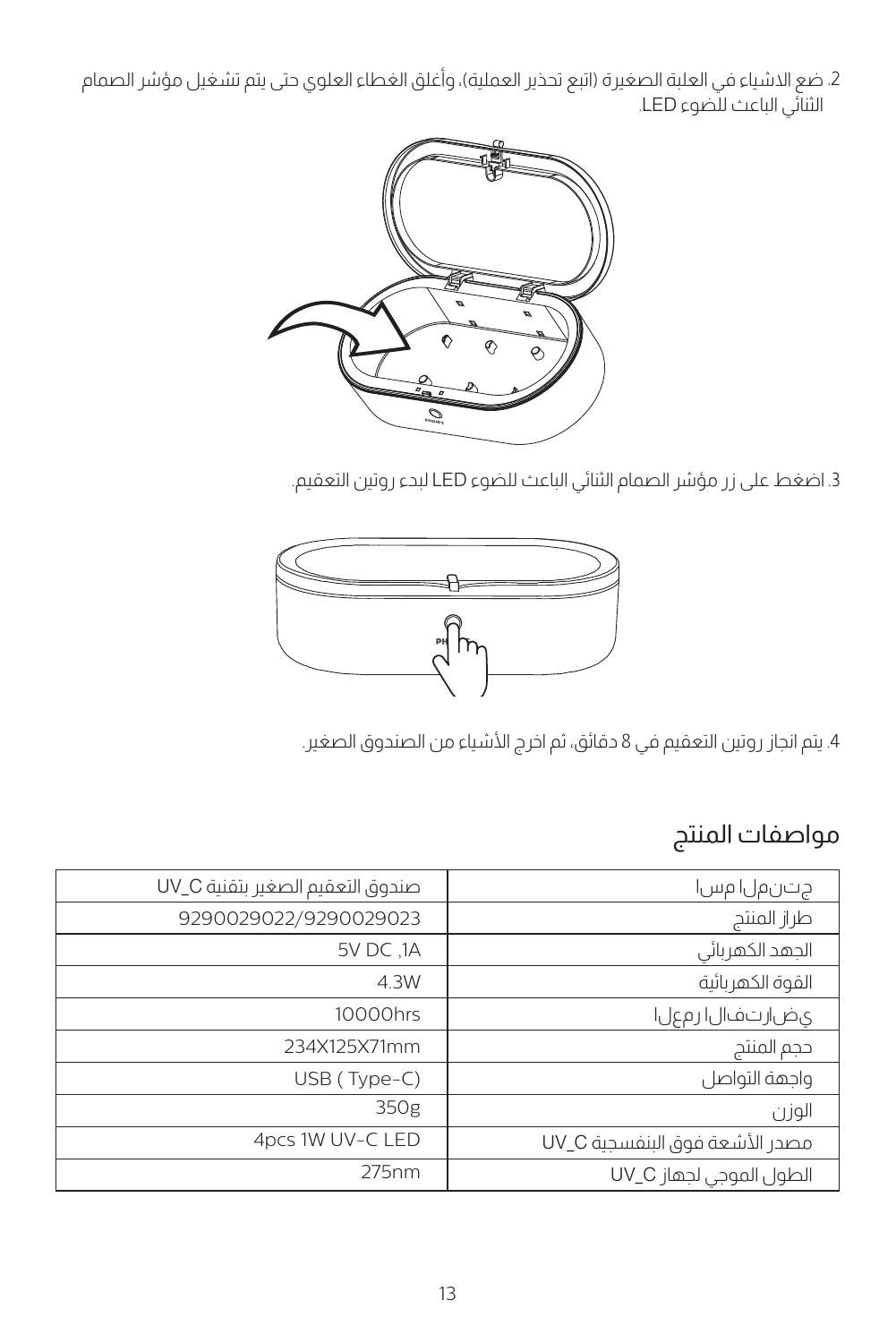2. ضع الاشياء في العلبة الصغيرة (اتبع تحذير العملية)، وأغلق الغطاء العلوي حتى يتم تشغيل مؤشر الصمام الثنائي الباعث للضوء LED.

3. اضغط على زر مؤشر الصمام الثنائي الباعث للضوء LED لبدء روتين التعقيم.

4. يتم انجاز روتين التعقيم في 8 دقائق، ثم اخرج الأشياء من الصندوق الصغير.

## مواصفات المنتج

| اسم المنتج | صندوق التعقيم الصغير بتقنية UV_C |
|---|---|
| طراز المنتج | 9290029022/9290029023 |
| الجهد الكهربائي | 5V DC ,1A |
| القوة الكهربائية | 4.3W |
| العمر الافتراضي | 10000hrs |
| حجم المنتج | 234X125X71mm |
| واجهة التواصل | USB ( Type-C) |
| الوزن | 350g |
| مصدر الأشعة فوق البنفسجية UV_C | 4pcs 1W UV-C LED |
| الطول الموجي لجهاز UV_C | 275nm |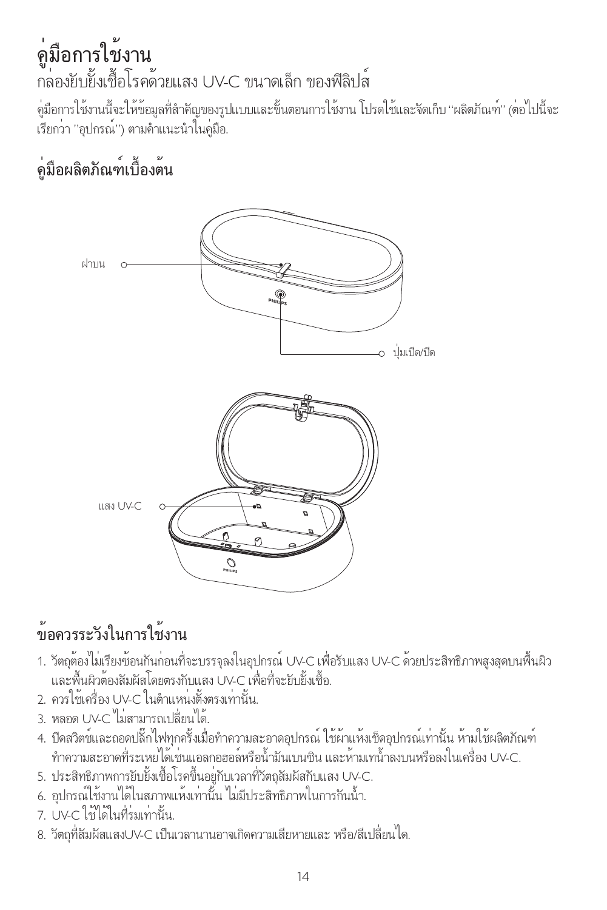# คู่มือการใช้งาน

กล่องยับยั้งเชื้อโรคด้วยแสง UV-C ขนาดเล็ก ของฟิลิปส์

คู่มือการใช้งานนี้จะให้ข้อมูลที่สำคัญของรูปแบบและขั้นตอนการใช้งาน โปรดใช้และจัดเก็บ "ผลิตภัณฑ์" (ต่อไปนี้จะเรียกว่า "อุปกรณ์") ตามคำแนะนำในคู่มือ.

## คู่มือผลิตภัณฑ์เบื้องต้น

ฝาบน

ปุ่มเปิด/ปิด

แสง UV-C

## ข้อควรระวังในการใช้งาน

1. วัตถุต้องไม่เรียงซ้อนกันก่อนที่จะบรรจุลงในอุปกรณ์ UV-C เพื่อรับแสง UV-C ด้วยประสิทธิภาพสูงสุดบนพื้นผิว และพื้นผิวต้องสัมผัสโดยตรงกับแสง UV-C เพื่อที่จะยับยั้งเชื้อ.
2. ควรใช้เครื่อง UV-C ในตำแหน่งตั้งตรงเท่านั้น.
3. หลอด UV-C ไม่สามารถเปลี่ยนได้.
4. ปิดสวิตช์และถอดปลั๊กไฟทุกครั้งเมื่อทำความสะอาดอุปกรณ์ ใช้ผ้าแห้งเช็ดอุปกรณ์เท่านั้น ห้ามใช้ผลิตภัณฑ์ทำความสะอาดที่ระเหยได้เช่นแอลกอฮอล์หรือน้ำมันเบนซิน และห้ามเทน้ำลงบนหรือลงในเครื่อง UV-C.
5. ประสิทธิภาพการยับยั้งเชื้อโรคขึ้นอยู่กับเวลาที่วัตถุสัมผัสกับแสง UV-C.
6. อุปกรณ์ใช้งานได้ในสภาพแห้งเท่านั้น ไม่มีประสิทธิภาพในการกันน้ำ.
7. UV-C ใช้ได้ในที่ร่มเท่านั้น.
8. วัตถุที่สัมผัสแสงUV-C เป็นเวลานานอาจเกิดความเสียหายและ หรือ/สีเปลี่ยนได้.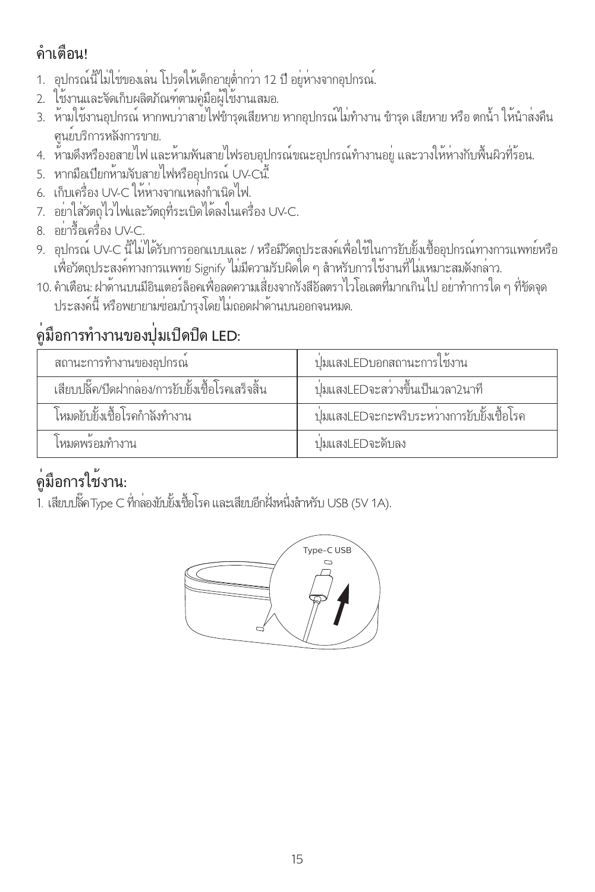## คำเตือน!

1. อุปกรณ์นี้ไม่ใช่ของเล่น โปรดให้เด็กอายุต่ำกว่า 12 ปี อยู่ห่างจากอุปกรณ์.
2. ใช้งานและจัดเก็บผลิตภัณฑ์ตามคู่มือผู้ใช้งานเสมอ.
3. ห้ามใช้งานอุปกรณ์ หากพบว่าสายไฟชำรุดเสียหาย หากอุปกรณ์ไม่ทำงาน ชำรุด เสียหาย หรือ ตกน้ำ ให้นำส่งคืนศูนย์บริการหลังการขาย.
4. ห้ามดึงหรืองอสายไฟ และห้ามพันสายไฟรอบอุปกรณ์ขณะอุปกรณ์ทำงานอยู่ และวางให้ห่างกับพื้นผิวที่ร้อน.
5. หากมือเปียกห้ามจับสายไฟหรืออุปกรณ์ UV-Cนี้.
6. เก็บเครื่อง UV-C ให้ห่างจากแหล่งกำเนิดไฟ.
7. อย่าใส่วัตถุไวไฟและวัตถุที่ระเบิดได้ลงในเครื่อง UV-C.
8. อย่ารื้อเครื่อง UV-C.
9. อุปกรณ์ UV-C นี้ไม่ได้รับการออกแบบและ / หรือมีวัตถุประสงค์เพื่อใช้ในการยับยั้งเชื้ออุปกรณ์ทางการแพทย์หรือเพื่อวัตถุประสงค์ทางการแพทย์ Signify ไม่มีความรับผิดใด ๆ สำหรับการใช้งานที่ไม่เหมาะสมดังกล่าว.
10. คำเตือน: ฝาด้านบนมีอินเตอร์ล็อคเพื่อลดความเสี่ยงจากรังสีอัลตราไวโอเลตที่มากเกินไป อย่าทำการใด ๆ ที่ขัดจุดประสงค์นี้ หรือพยายามซ่อมบำรุงโดยไม่ถอดฝาด้านบนออกจนหมด.

## คู่มือการทำงานของปุ่มเปิดปิด LED:

| สถานะการทำงานของอุปกรณ์ | ปุ่มแสงLEDบอกสถานะการใช้งาน |
|---|---|
| เสียบปลั๊ก/ปิดฝากล่อง/การยับยั้งเชื้อโรคเสร็จสิ้น | ปุ่มแสงLEDจะสว่างขึ้นเป็นเวลา2นาที |
| โหมดยับยั้งเชื้อโรคกำลังทำงาน | ปุ่มแสงLEDจะกะพริบระหว่างการยับยั้งเชื้อโรค |
| โหมดพร้อมทำงาน | ปุ่มแสงLEDจะดับลง |

## คู่มือการใช้งาน:

1. เสียบปลั๊ก Type C ที่กล่องยับยั้งเชื้อโรค และเสียบอีกฝั่งหนึ่งสำหรับ USB (5V 1A).

Type-C USB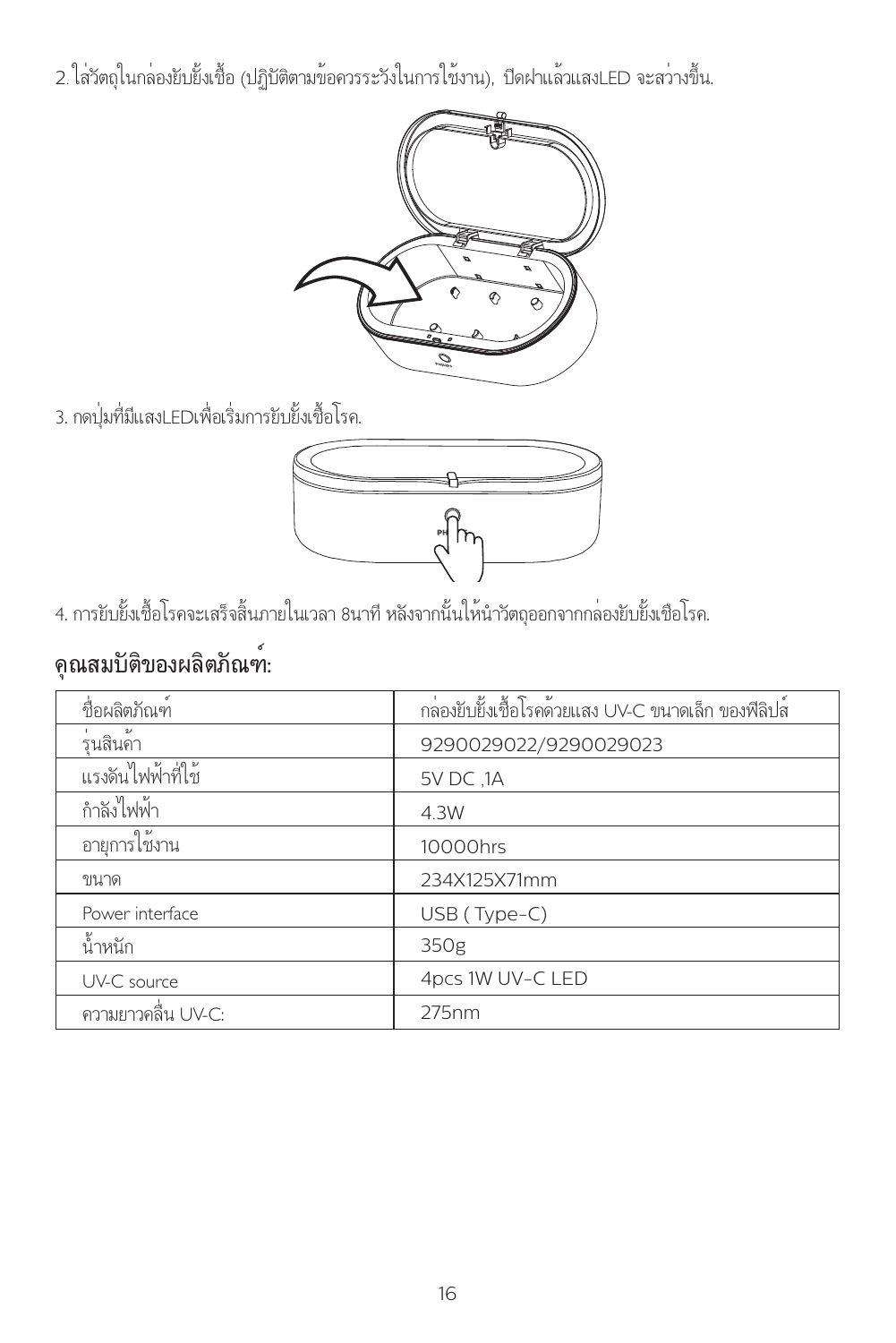2. ใส่วัตถุในกล่องยับยั้งเชื้อ (ปฏิบัติตามข้อควรระวังในการใช้งาน), ปิดฝาแล้วแสงLED จะสว่างขึ้น.

3. กดปุ่มที่มีแสงLEDเพื่อเริ่มการยับยั้งเชื้อโรค.

4. การยับยั้งเชื้อโรคจะเสร็จสิ้นภายในเวลา 8นาที หลังจากนั้นให้นำวัตถุออกจากกล่องยับยั้งเชื้อโรค.

## คุณสมบัติของผลิตภัณฑ์:

| ชื่อผลิตภัณฑ์ | กล่องยับยั้งเชื้อโรคด้วยแสง UV-C ขนาดเล็ก ของฟิลิปส์ |
|---|---|
| รุ่นสินค้า | 9290029022/9290029023 |
| แรงดันไฟฟ้าที่ใช้ | 5V DC ,1A |
| กำลังไฟฟ้า | 4.3W |
| อายุการใช้งาน | 10000hrs |
| ขนาด | 234X125X71mm |
| Power interface | USB ( Type-C) |
| น้ำหนัก | 350g |
| UV-C source | 4pcs 1W UV-C LED |
| ความยาวคลื่น UV-C: | 275nm |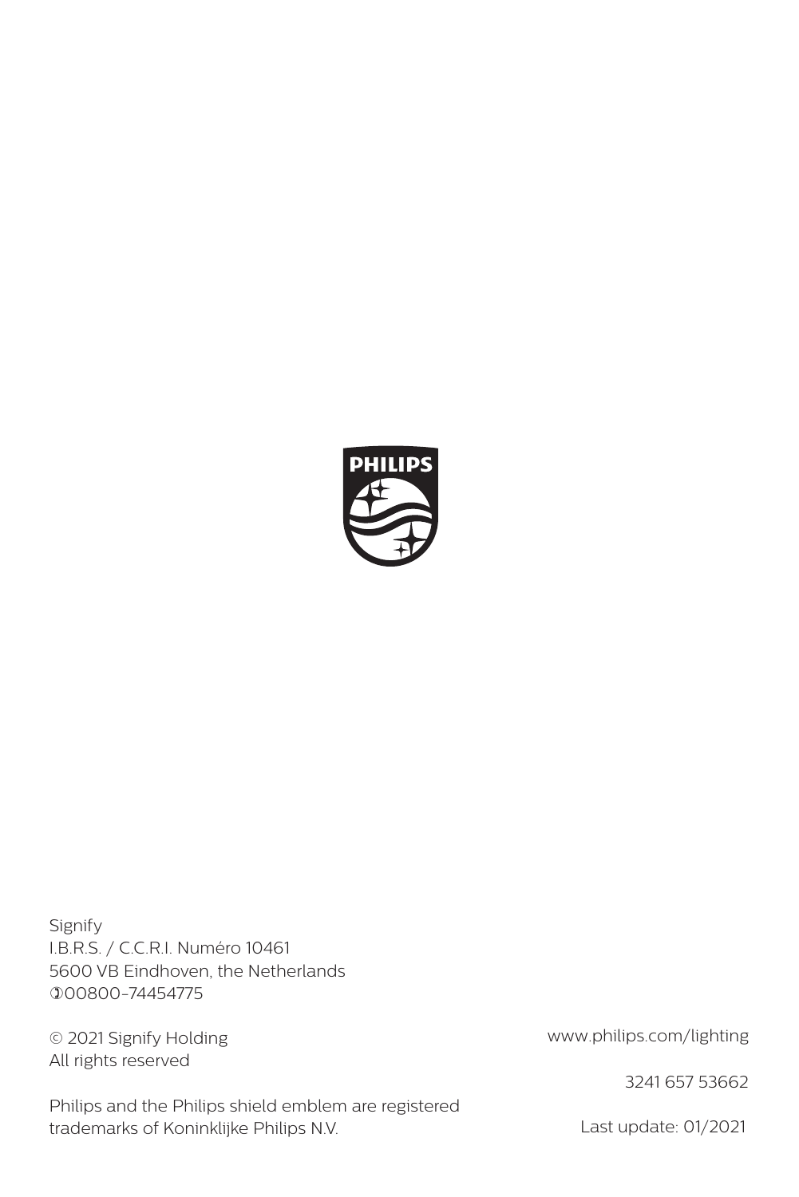Signify
I.B.R.S. / C.C.R.I. Numéro 10461
5600 VB Eindhoven, the Netherlands
✆00800-74454775

© 2021 Signify Holding
All rights reserved

Philips and the Philips shield emblem are registered trademarks of Koninklijke Philips N.V.

www.philips.com/lighting

3241 657 53662

Last update: 01/2021